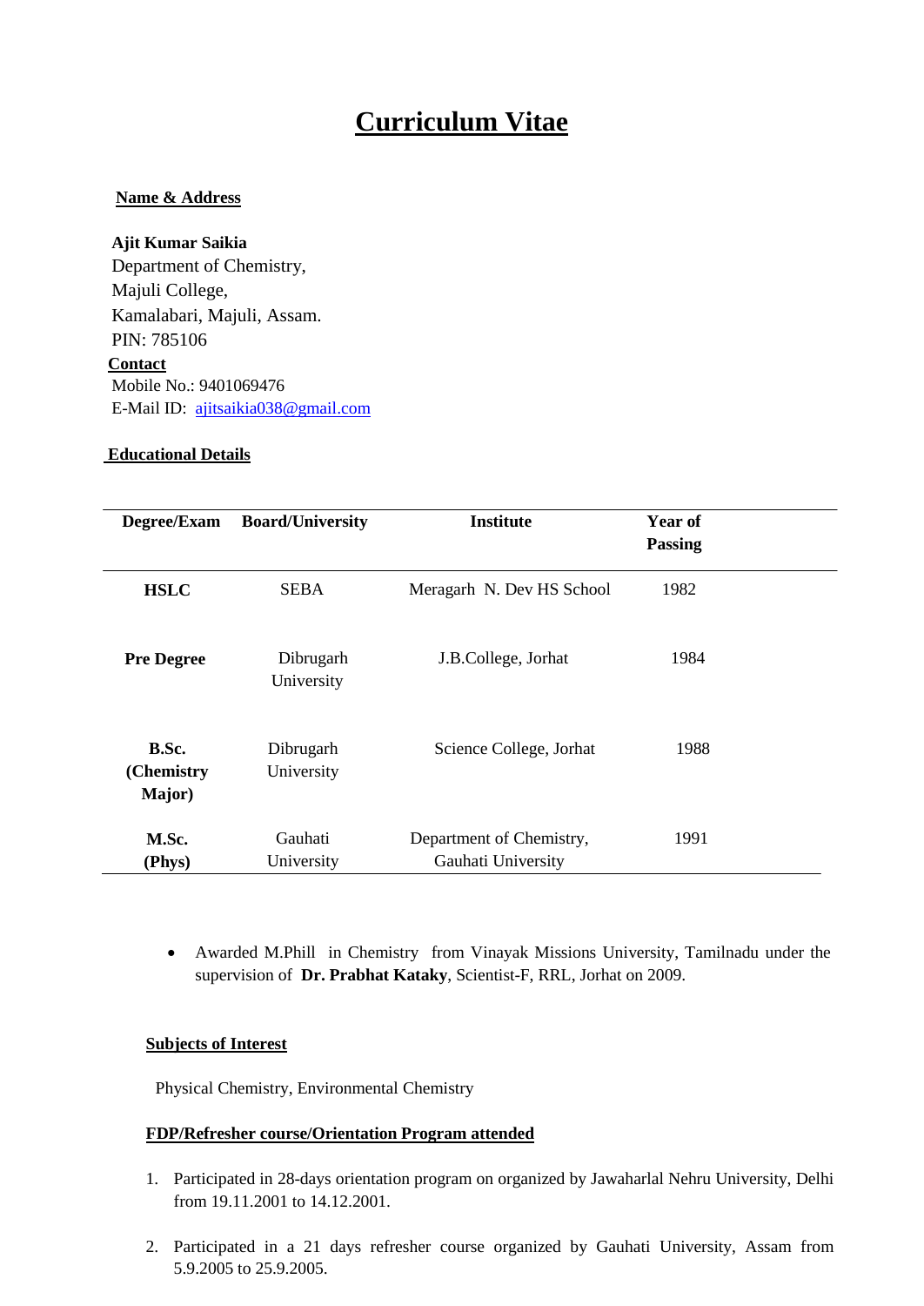# Curriculum Vitae

**Name & Address**

**Ajit Kumar Saikia**
Department of Chemistry,
Majuli College,
Kamalabari, Majuli, Assam.
PIN: 785106

**Contact**
Mobile No.: 9401069476
E-Mail ID: ajitsaikia038@gmail.com

**Educational Details**

| Degree/Exam | Board/University | Institute | Year of Passing |
|---|---|---|---|
| **HSLC** | SEBA | Meragarh N. Dev HS School | 1982 |
| **Pre Degree** | Dibrugarh University | J.B.College, Jorhat | 1984 |
| **B.Sc. (Chemistry Major)** | Dibrugarh University | Science College, Jorhat | 1988 |
| **M.Sc. (Phys)** | Gauhati University | Department of Chemistry, Gauhati University | 1991 |

- Awarded M.Phill in Chemistry from Vinayak Missions University, Tamilnadu under the supervision of **Dr. Prabhat Kataky**, Scientist-F, RRL, Jorhat on 2009.

**Subjects of Interest**

Physical Chemistry, Environmental Chemistry

**FDP/Refresher course/Orientation Program attended**

1. Participated in 28-days orientation program on organized by Jawaharlal Nehru University, Delhi from 19.11.2001 to 14.12.2001.
2. Participated in a 21 days refresher course organized by Gauhati University, Assam from 5.9.2005 to 25.9.2005.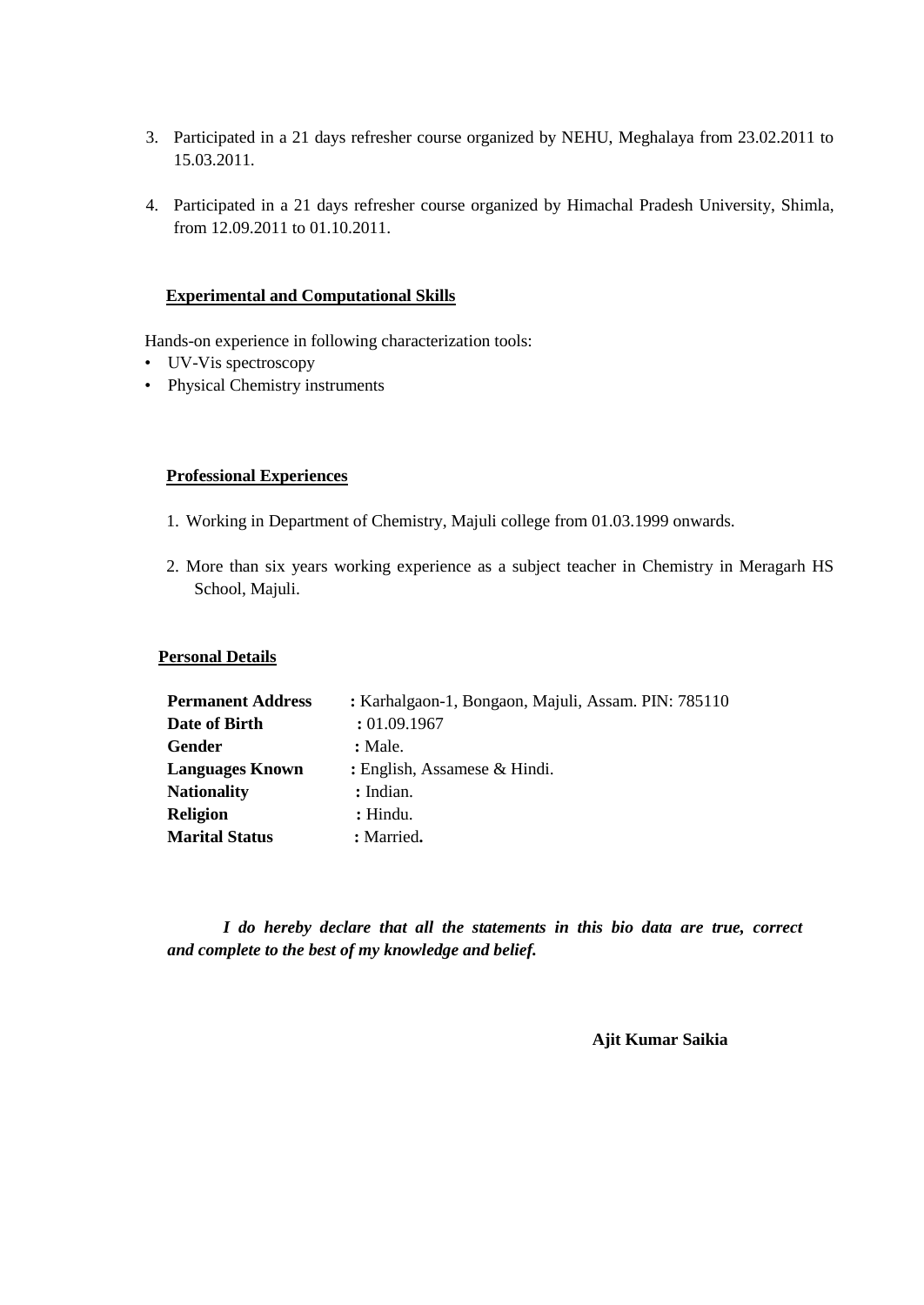3. Participated in a 21 days refresher course organized by NEHU, Meghalaya from 23.02.2011 to 15.03.2011.

4. Participated in a 21 days refresher course organized by Himachal Pradesh University, Shimla, from 12.09.2011 to 01.10.2011.

## Experimental and Computational Skills

Hands-on experience in following characterization tools:

- UV-Vis spectroscopy
- Physical Chemistry instruments

## Professional Experiences

1. Working in Department of Chemistry, Majuli college from 01.03.1999 onwards.

2. More than six years working experience as a subject teacher in Chemistry in Meragarh HS School, Majuli.

## Personal Details

| | |
|---|---|
| **Permanent Address** | : Karhalgaon-1, Bongaon, Majuli, Assam. PIN: 785110 |
| **Date of Birth** | : 01.09.1967 |
| **Gender** | : Male. |
| **Languages Known** | : English, Assamese & Hindi. |
| **Nationality** | : Indian. |
| **Religion** | : Hindu. |
| **Marital Status** | : Married. |

***I do hereby declare that all the statements in this bio data are true, correct and complete to the best of my knowledge and belief.***

**Ajit Kumar Saikia**